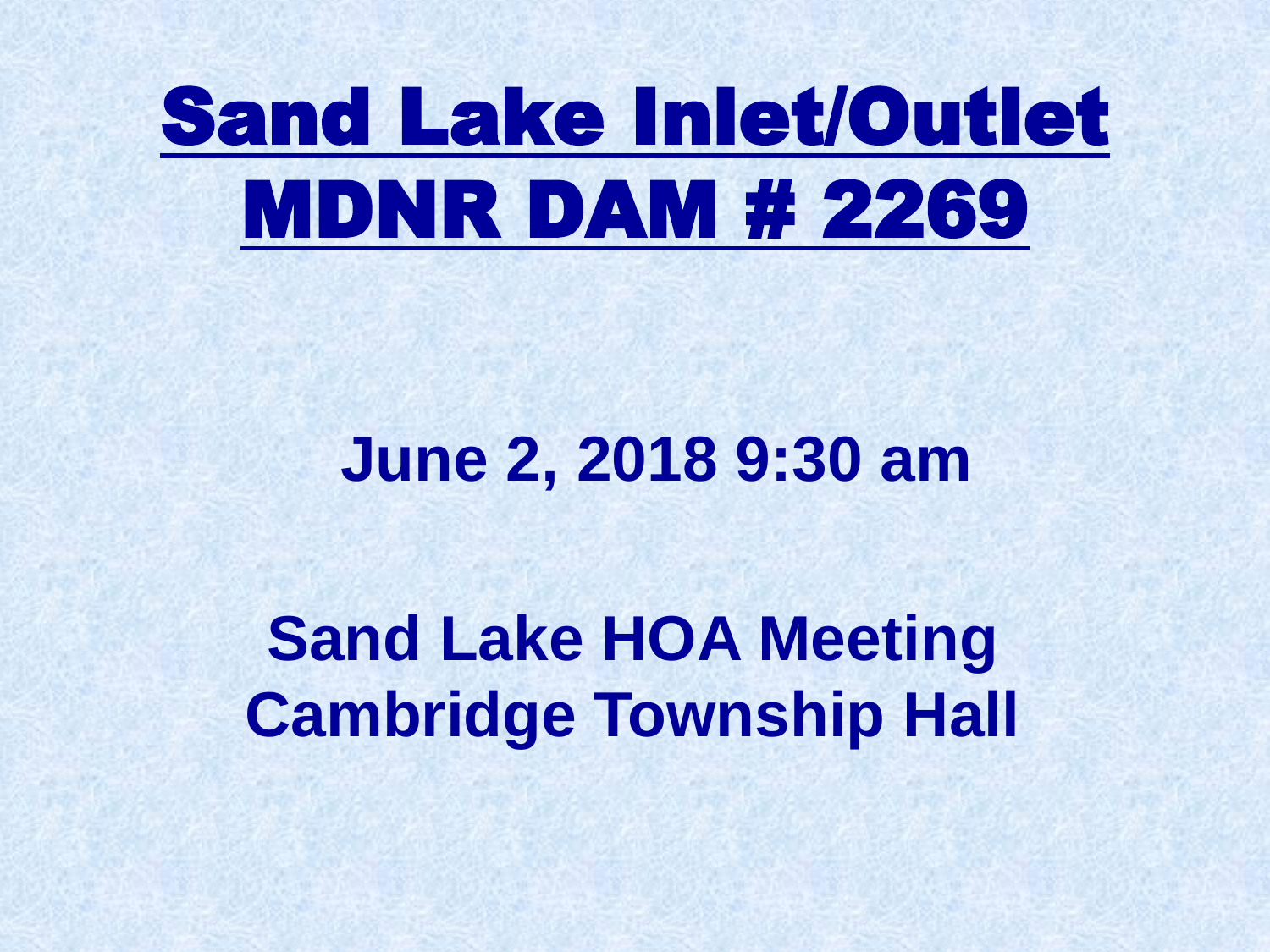# Sand Lake Inlet/Outlet MDNR DAM # 2269

**June 2, 2018 9:30 am**

**Sand Lake HOA Meeting**
**Cambridge Township Hall**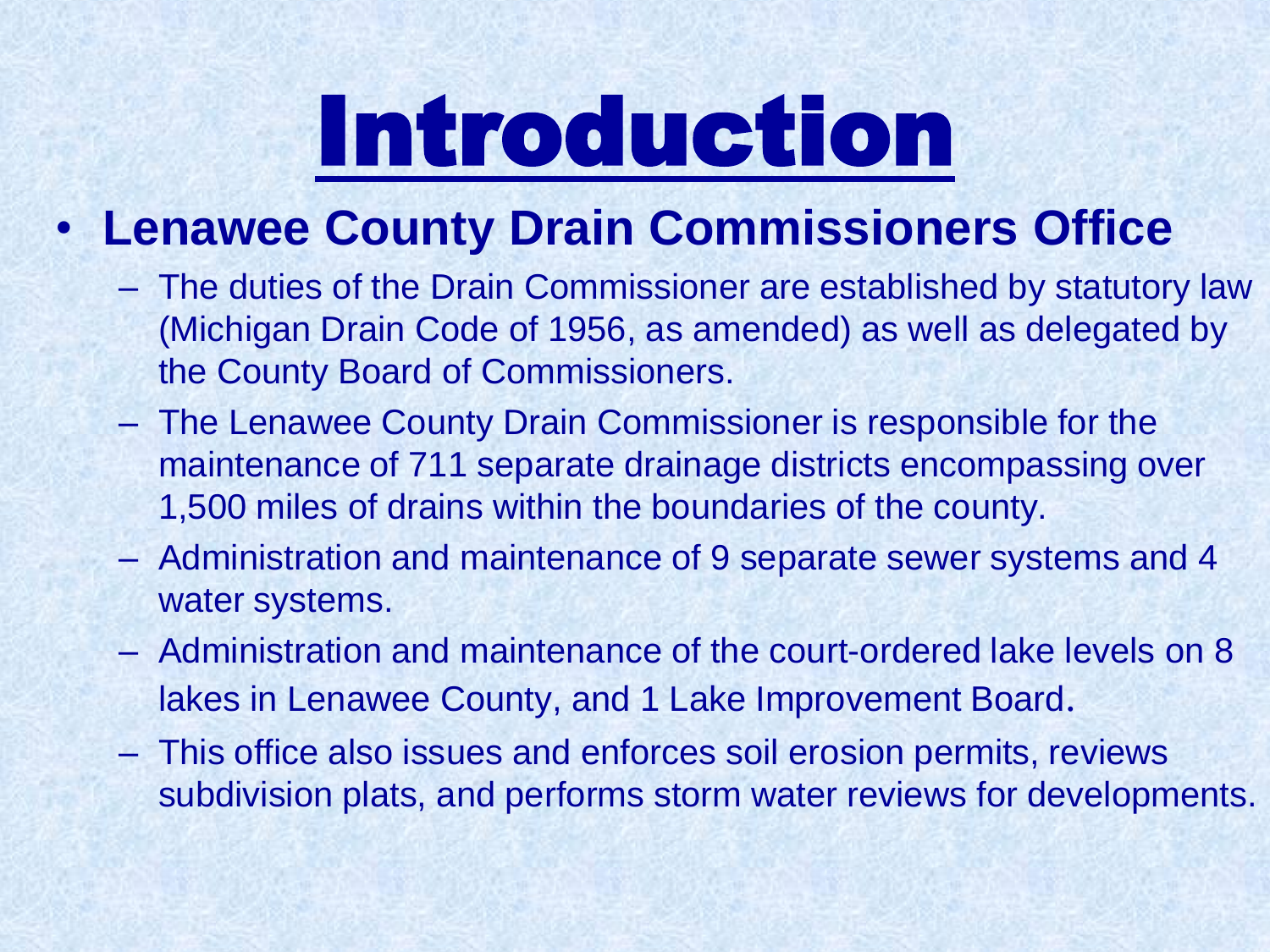# Introduction

- **Lenawee County Drain Commissioners Office**
  - The duties of the Drain Commissioner are established by statutory law (Michigan Drain Code of 1956, as amended) as well as delegated by the County Board of Commissioners.
  - The Lenawee County Drain Commissioner is responsible for the maintenance of 711 separate drainage districts encompassing over 1,500 miles of drains within the boundaries of the county.
  - Administration and maintenance of 9 separate sewer systems and 4 water systems.
  - Administration and maintenance of the court-ordered lake levels on 8 lakes in Lenawee County, and 1 Lake Improvement Board.
  - This office also issues and enforces soil erosion permits, reviews subdivision plats, and performs storm water reviews for developments.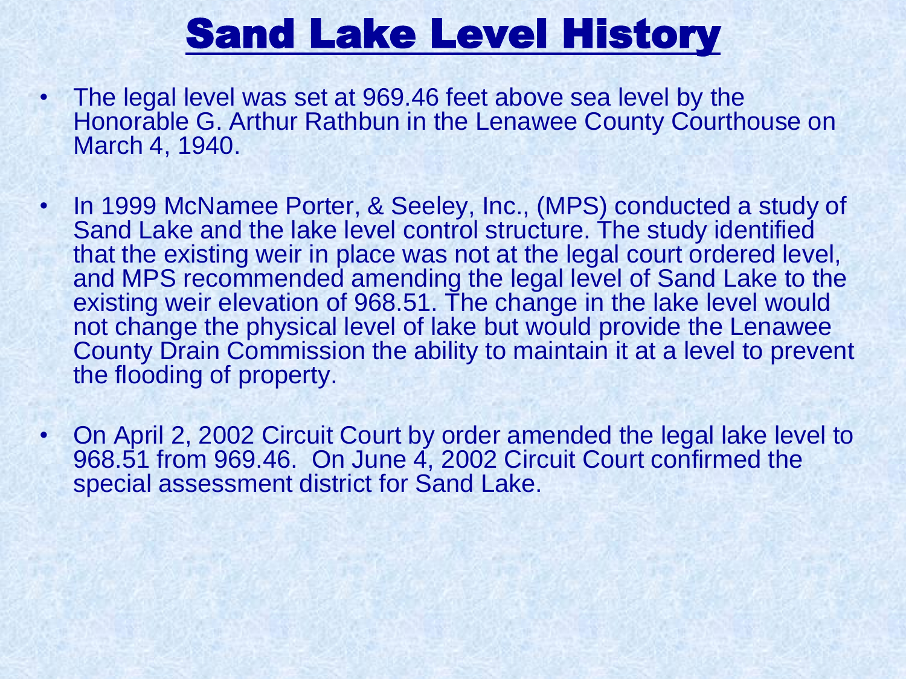# Sand Lake Level History

- The legal level was set at 969.46 feet above sea level by the Honorable G. Arthur Rathbun in the Lenawee County Courthouse on March 4, 1940.
- In 1999 McNamee Porter, & Seeley, Inc., (MPS) conducted a study of Sand Lake and the lake level control structure. The study identified that the existing weir in place was not at the legal court ordered level, and MPS recommended amending the legal level of Sand Lake to the existing weir elevation of 968.51. The change in the lake level would not change the physical level of lake but would provide the Lenawee County Drain Commission the ability to maintain it at a level to prevent the flooding of property.
- On April 2, 2002 Circuit Court by order amended the legal lake level to 968.51 from 969.46. On June 4, 2002 Circuit Court confirmed the special assessment district for Sand Lake.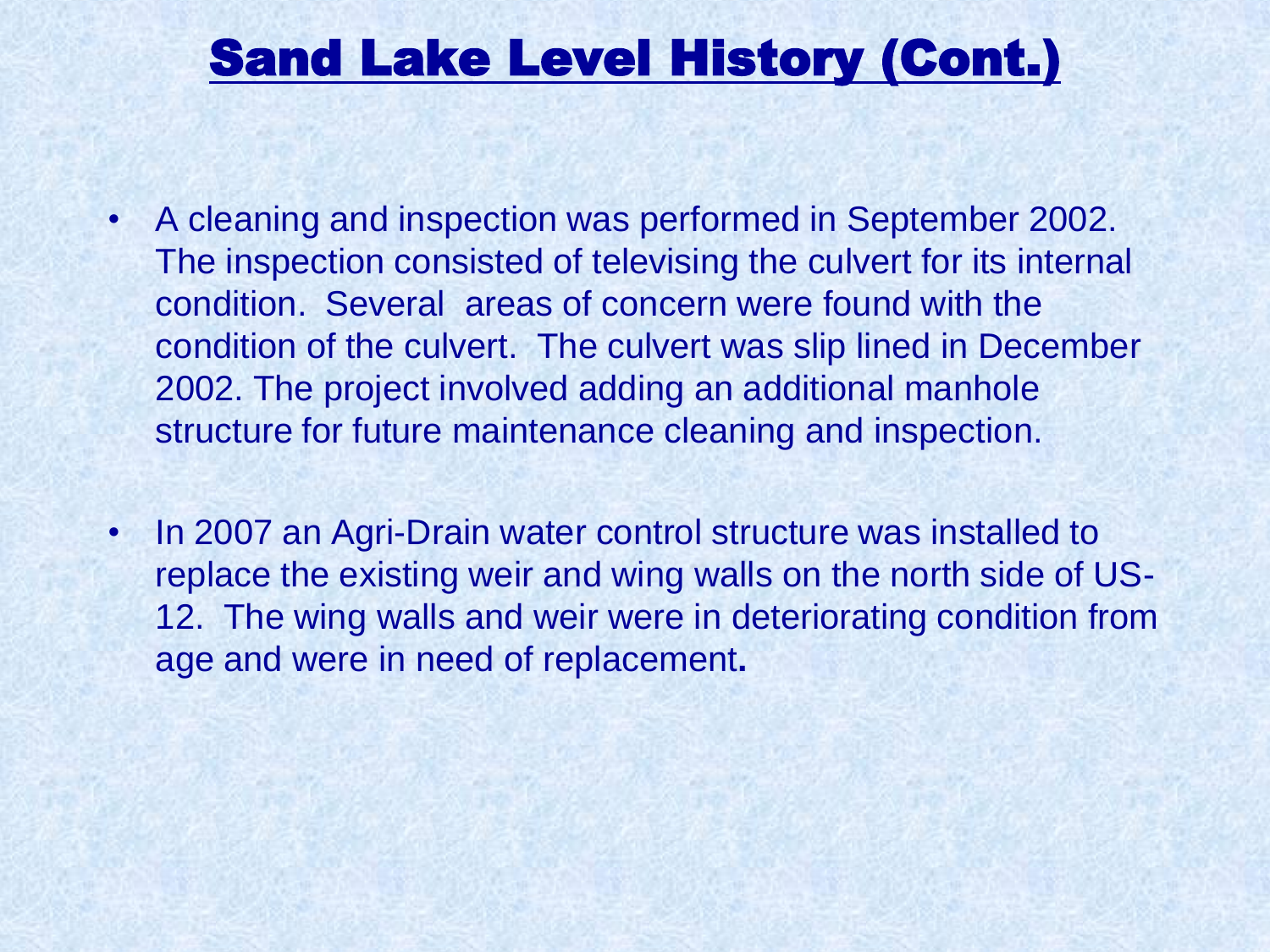# Sand Lake Level History (Cont.)

- A cleaning and inspection was performed in September 2002. The inspection consisted of televising the culvert for its internal condition. Several areas of concern were found with the condition of the culvert. The culvert was slip lined in December 2002. The project involved adding an additional manhole structure for future maintenance cleaning and inspection.
- In 2007 an Agri-Drain water control structure was installed to replace the existing weir and wing walls on the north side of US-12. The wing walls and weir were in deteriorating condition from age and were in need of replacement.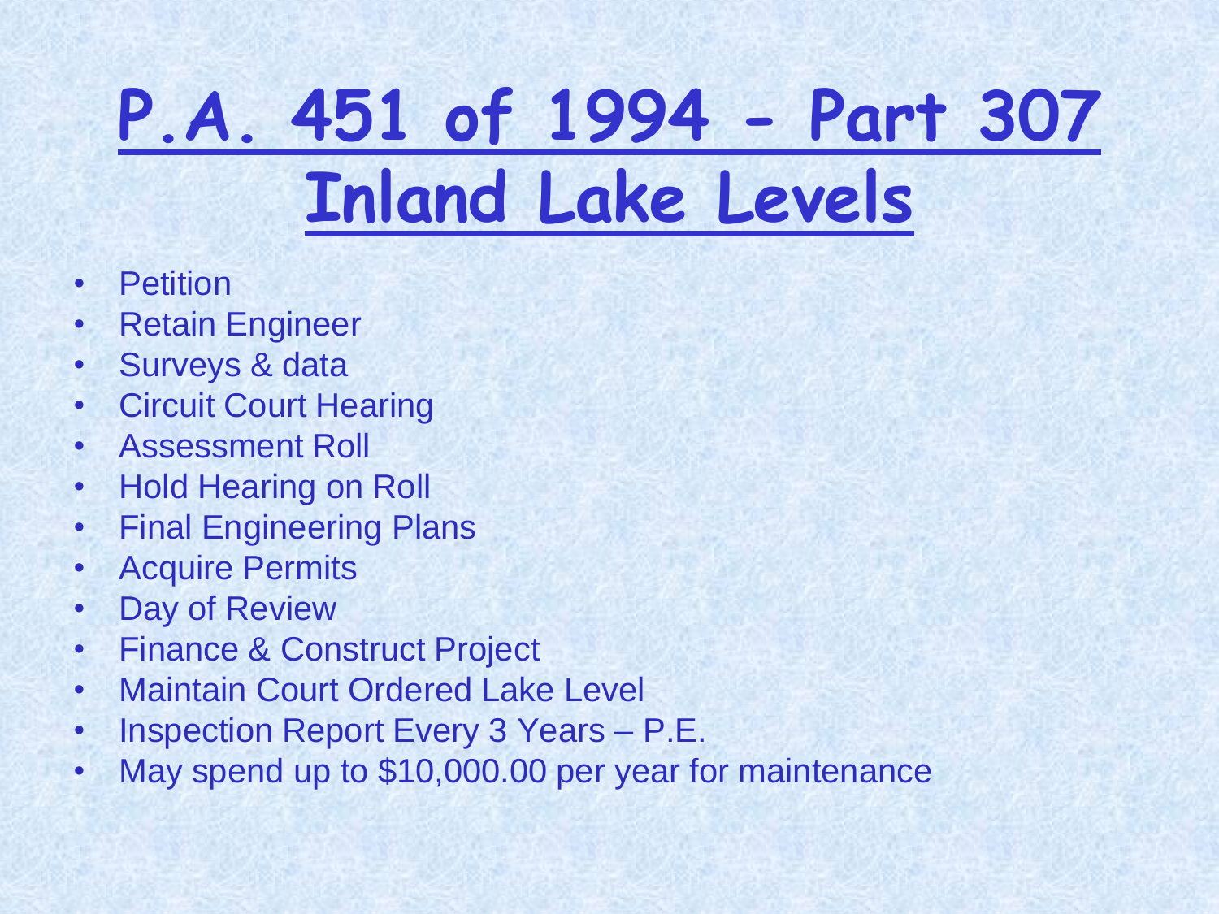# P.A. 451 of 1994 - Part 307 Inland Lake Levels

- Petition
- Retain Engineer
- Surveys & data
- Circuit Court Hearing
- Assessment Roll
- Hold Hearing on Roll
- Final Engineering Plans
- Acquire Permits
- Day of Review
- Finance & Construct Project
- Maintain Court Ordered Lake Level
- Inspection Report Every 3 Years – P.E.
- May spend up to $10,000.00 per year for maintenance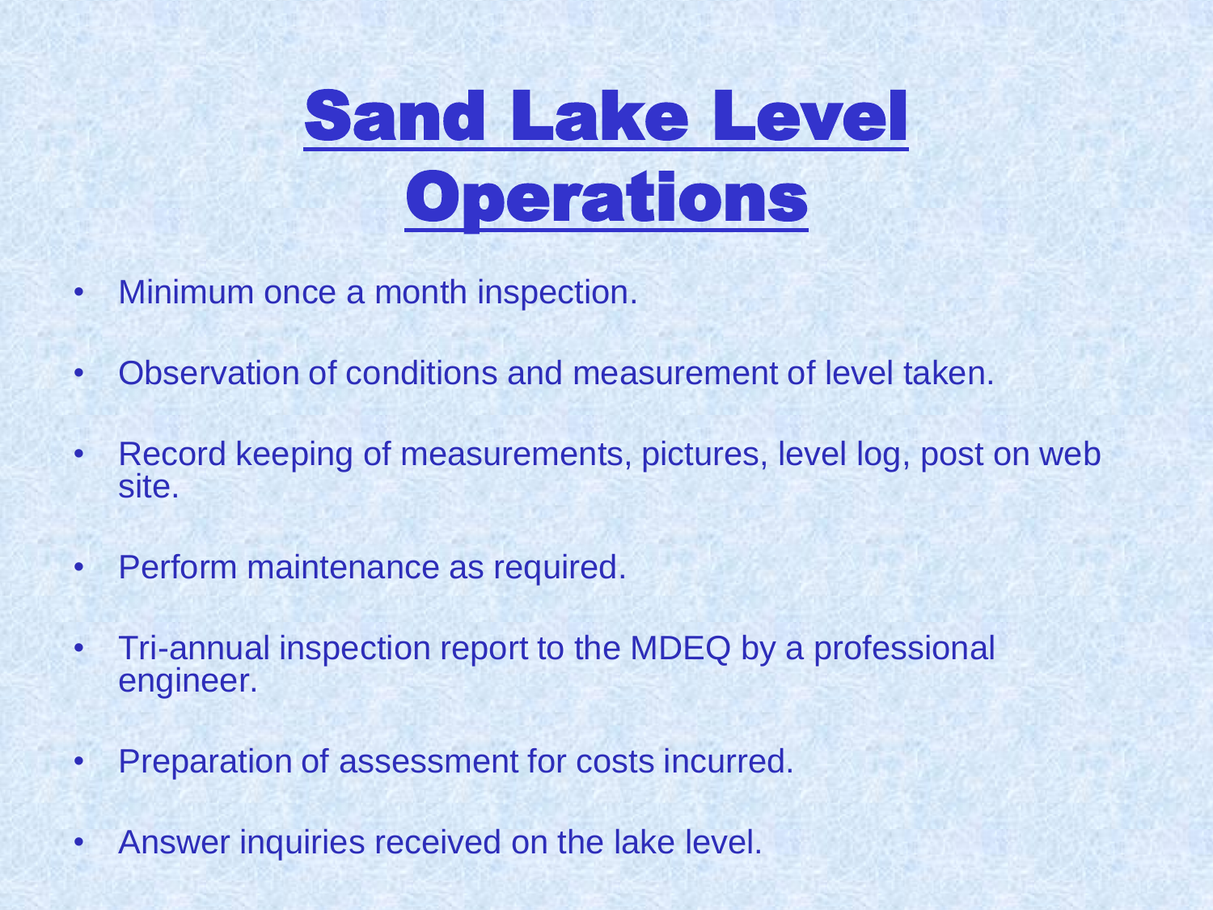# Sand Lake Level Operations

- Minimum once a month inspection.
- Observation of conditions and measurement of level taken.
- Record keeping of measurements, pictures, level log, post on web site.
- Perform maintenance as required.
- Tri-annual inspection report to the MDEQ by a professional engineer.
- Preparation of assessment for costs incurred.
- Answer inquiries received on the lake level.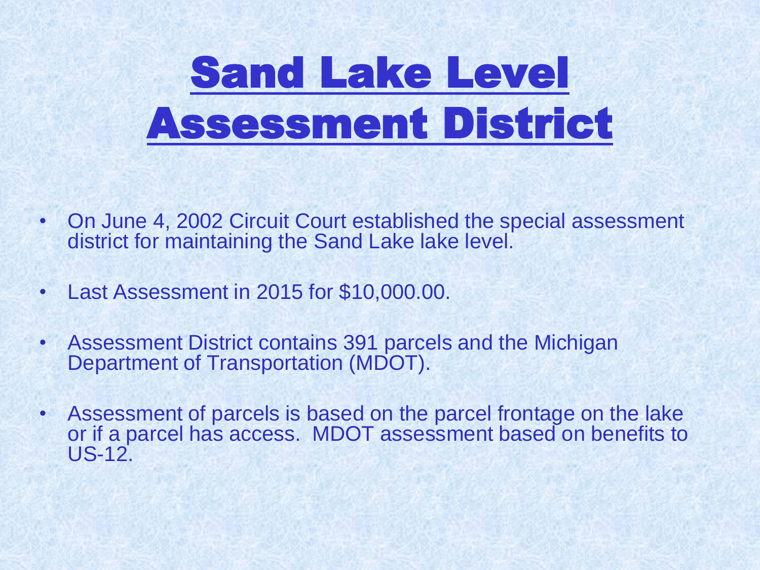# Sand Lake Level Assessment District

- On June 4, 2002 Circuit Court established the special assessment district for maintaining the Sand Lake lake level.
- Last Assessment in 2015 for $10,000.00.
- Assessment District contains 391 parcels and the Michigan Department of Transportation (MDOT).
- Assessment of parcels is based on the parcel frontage on the lake or if a parcel has access. MDOT assessment based on benefits to US-12.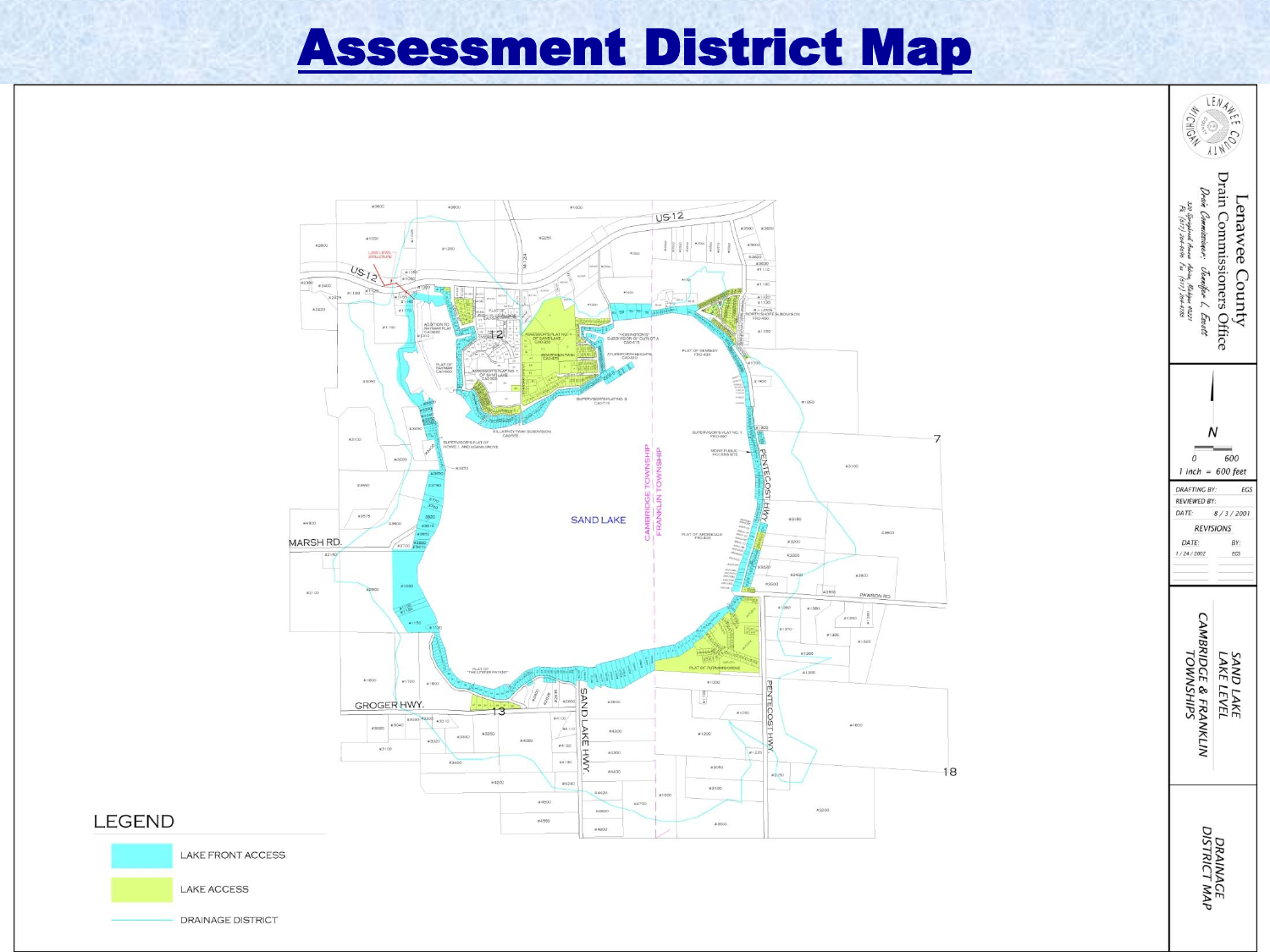# Assessment District Map

LEGEND

- LAKE FRONT ACCESS
- LAKE ACCESS
- DRAINAGE DISTRICT

Lenawee County Drain Commissioners Office

Drain Commissioner: Jennifer L. Everitt

320 Springbrook Avenue Adrian, Michigan 49221

Ph. (517) 264-4696 Fax (517) 264-4788

N

0 600

1 inch = 600 feet

DRAFTING BY: EGS

REVIEWED BY:

DATE: 8 / 3 / 2001

REVISIONS

| DATE: | BY: |
|---|---|
| 1 / 24 / 2002 | EGS |

SAND LAKE LAKE LEVEL

CAMBRIDGE & FRANKLIN TOWNSHIPS

DRAINAGE DISTRICT MAP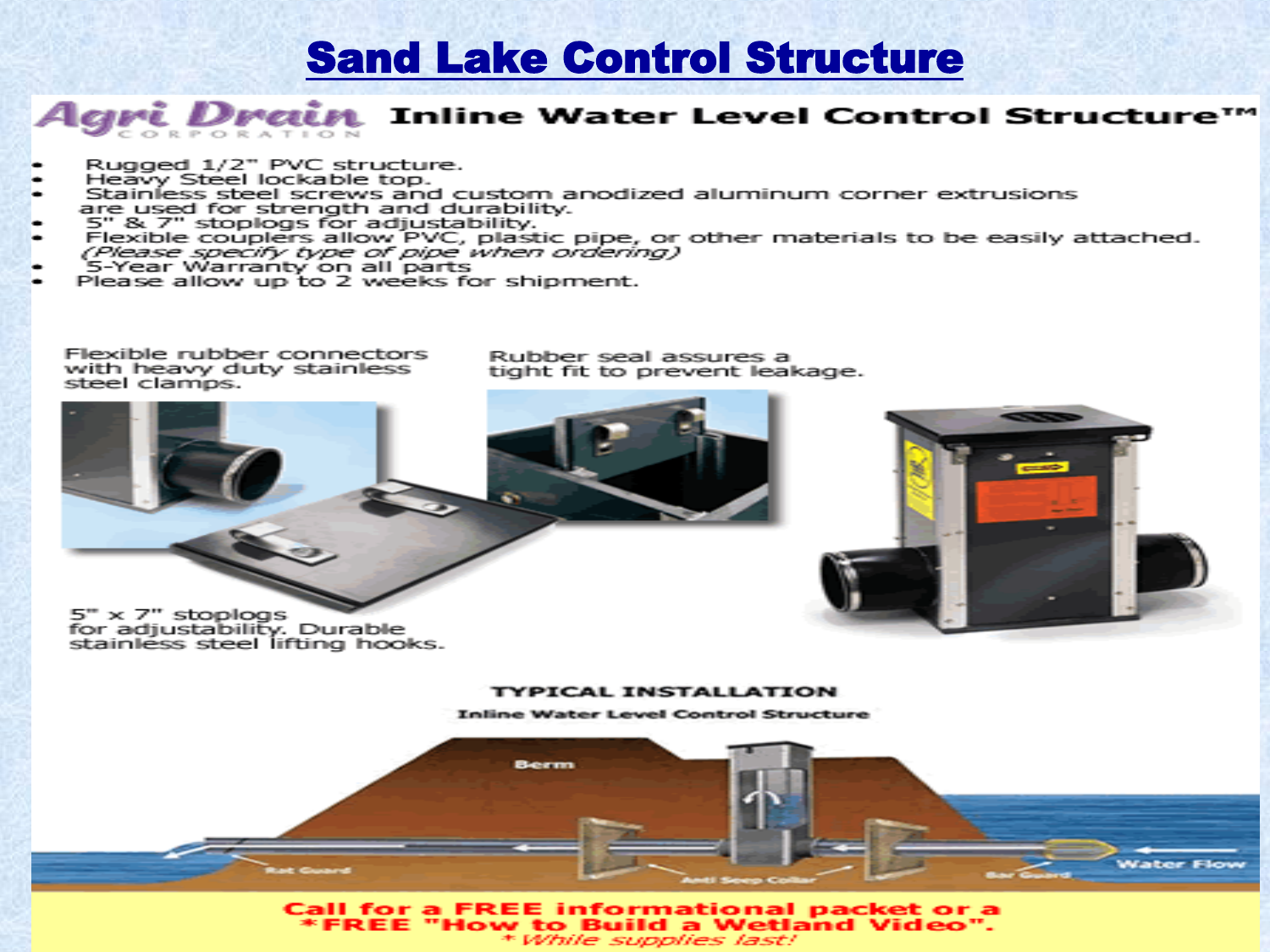# Sand Lake Control Structure

## Agri Drain Corporation — Inline Water Level Control Structure™

- Rugged 1/2" PVC structure.
- Heavy Steel lockable top.
- Stainless steel screws and custom anodized aluminum corner extrusions are used for strength and durability.
- 5" & 7" stoplogs for adjustability.
- Flexible couplers allow PVC, plastic pipe, or other materials to be easily attached. *(Please specify type of pipe when ordering)*
- 5-Year Warranty on all parts
- Please allow up to 2 weeks for shipment.

Flexible rubber connectors with heavy duty stainless steel clamps.

Rubber seal assures a tight fit to prevent leakage.

5" x 7" stoplogs for adjustability. Durable stainless steel lifting hooks.

**TYPICAL INSTALLATION**

**Inline Water Level Control Structure**

Berm

Rat Guard

Anti Seep Collar

Bar Guard

Water Flow

**Call for a FREE informational packet or a *FREE "How to Build a Wetland Video".**

*\* While supplies last!*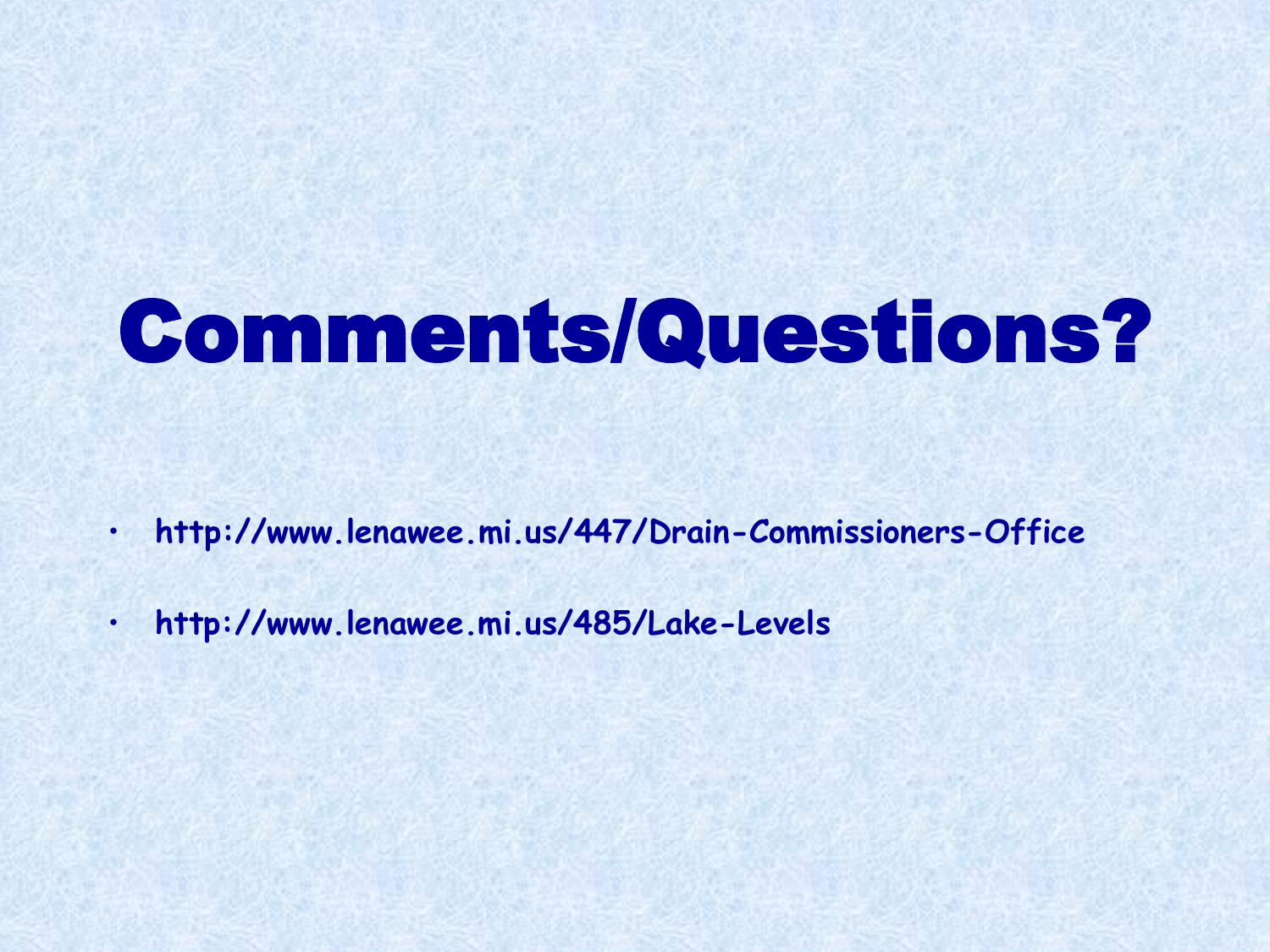# Comments/Questions?

- http://www.lenawee.mi.us/447/Drain-Commissioners-Office
- http://www.lenawee.mi.us/485/Lake-Levels